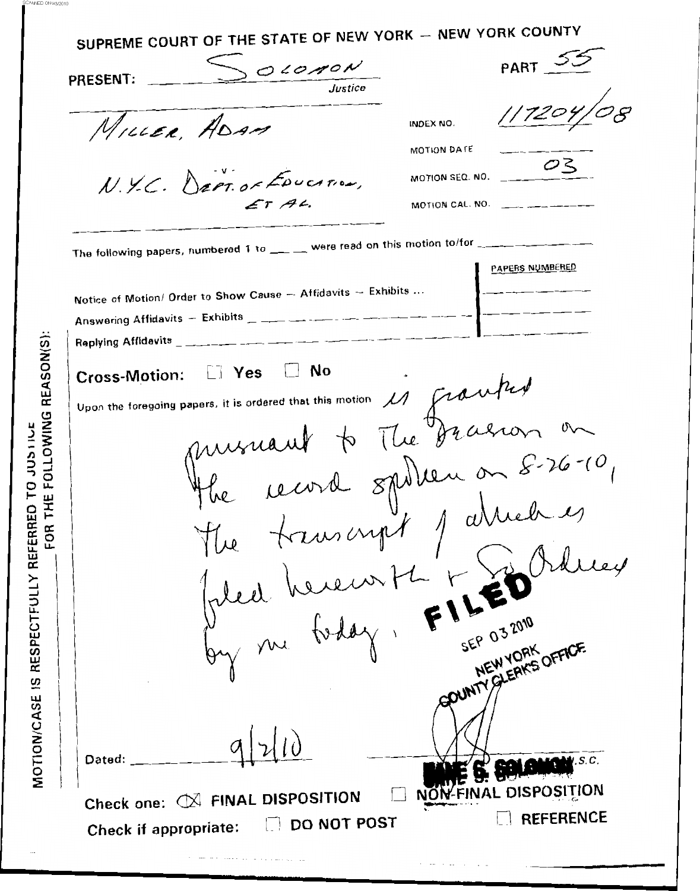# SUPREME COURT OF THE STATE OF NEW YORK — NEW YORK COUNTY

PRESENT: SOLOMON, Justice

PART 55

MILLER, ADAM

- v -

N.Y.C. DEPT. OF EDUCATION, ET AL.

INDEX NO. 117204/08

MOTION DATE

MOTION SEQ. NO. 03

MOTION CAL. NO.

The following papers, numbered 1 to ____ were read on this motion to/for ____________

| | PAPERS NUMBERED |
|---|---|
| Notice of Motion/ Order to Show Cause — Affidavits — Exhibits ... | |
| Answering Affidavits — Exhibits | |
| Replying Affidavits | |

Cross-Motion: ☐ Yes ☐ No

Upon the foregoing papers, it is ordered that this motion is granted pursuant to the decision on the record spoken on 8-26-10, the transcript of which is filed herewith & So Ordered by me today.

FILED

SEP 03 2010

NEW YORK COUNTY CLERK'S OFFICE

MOTION/CASE IS RESPECTFULLY REFERRED TO JUSTICE FOR THE FOLLOWING REASON(S):

Dated: 9/2/10

JANE S. SOLOMON, J.S.C.

Check one: ☒ FINAL DISPOSITION ☐ NON-FINAL DISPOSITION

Check if appropriate: ☐ DO NOT POST ☐ REFERENCE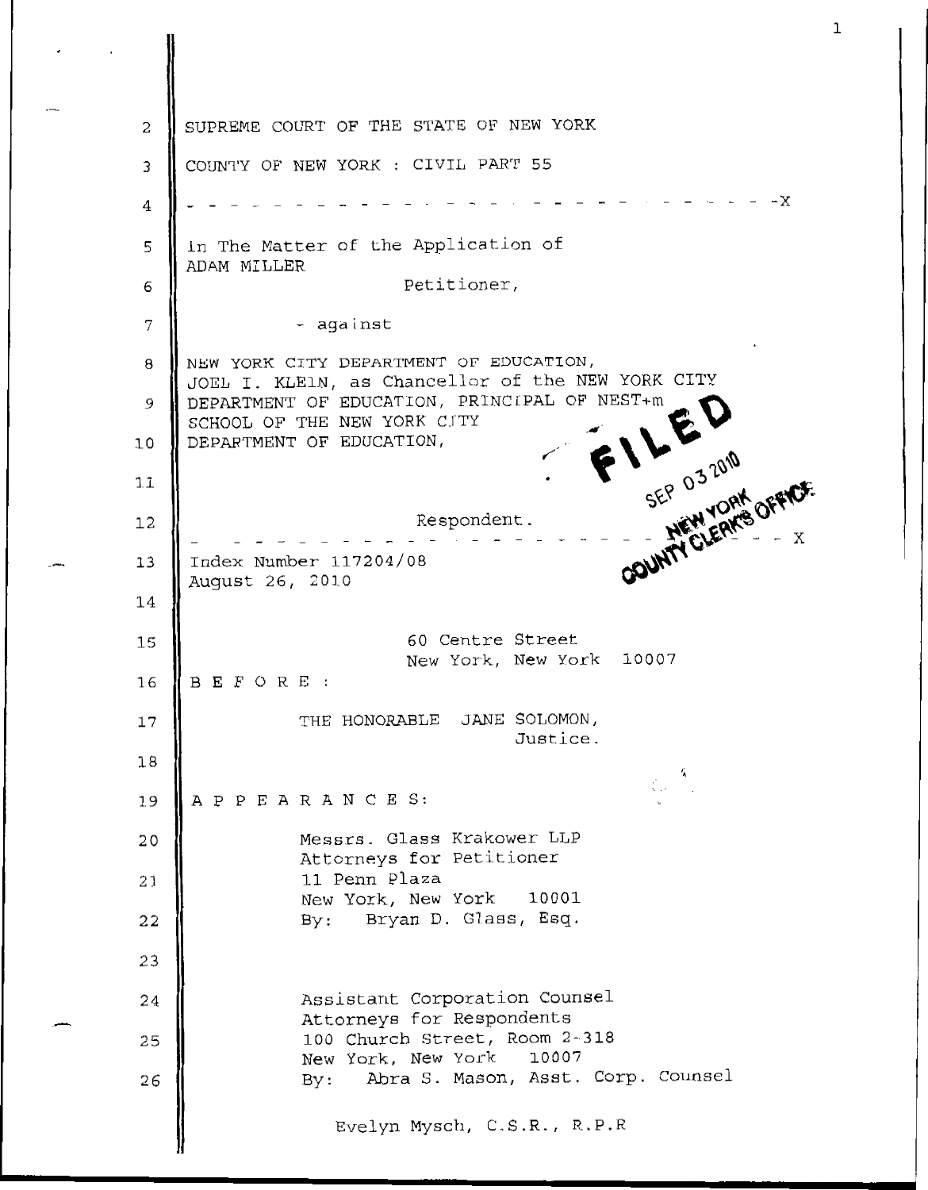SUPREME COURT OF THE STATE OF NEW YORK

COUNTY OF NEW YORK : CIVIL PART 55

- - - - - - - - - - - - - - - - - - - - - - - - - - - - - - -X

In The Matter of the Application of
ADAM MILLER

Petitioner,

\- against

NEW YORK CITY DEPARTMENT OF EDUCATION,
JOEL I. KLEIN, as Chancellor of the NEW YORK CITY
DEPARTMENT OF EDUCATION, PRINCIPAL OF NEST+m
SCHOOL OF THE NEW YORK CITY
DEPARTMENT OF EDUCATION,

Respondent.

- - - - - - - - - - - - - - - - - - - - - - - - - - - - - - -X

FILED
SEP 03 2010
NEW YORK
COUNTY CLERK'S OFFICE

Index Number 117204/08
August 26, 2010

60 Centre Street
New York, New York 10007

B E F O R E :

THE HONORABLE JANE SOLOMON,
Justice.

A P P E A R A N C E S:

Messrs. Glass Krakower LLP
Attorneys for Petitioner
11 Penn Plaza
New York, New York 10001
By: Bryan D. Glass, Esq.

Assistant Corporation Counsel
Attorneys for Respondents
100 Church Street, Room 2-318
New York, New York 10007
By: Abra S. Mason, Asst. Corp. Counsel

Evelyn Mysch, C.S.R., R.P.R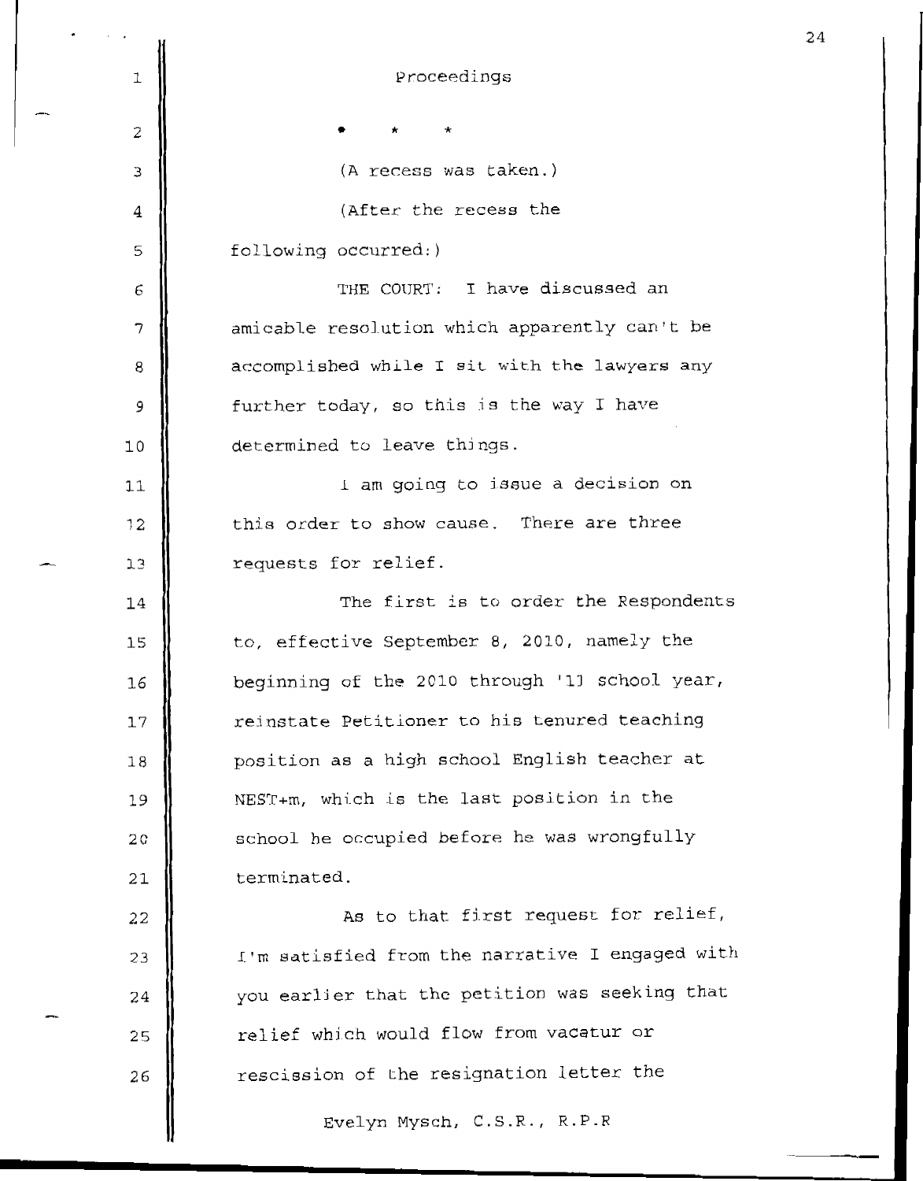Proceedings

\* \* \*

(A recess was taken.)

(After the recess the following occurred:)

THE COURT: I have discussed an amicable resolution which apparently can't be accomplished while I sit with the lawyers any further today, so this is the way I have determined to leave things.

I am going to issue a decision on this order to show cause. There are three requests for relief.

The first is to order the Respondents to, effective September 8, 2010, namely the beginning of the 2010 through '11 school year, reinstate Petitioner to his tenured teaching position as a high school English teacher at NEST+m, which is the last position in the school he occupied before he was wrongfully terminated.

As to that first request for relief, I'm satisfied from the narrative I engaged with you earlier that the petition was seeking that relief which would flow from vacatur or rescission of the resignation letter the

Evelyn Mysch, C.S.R., R.P.R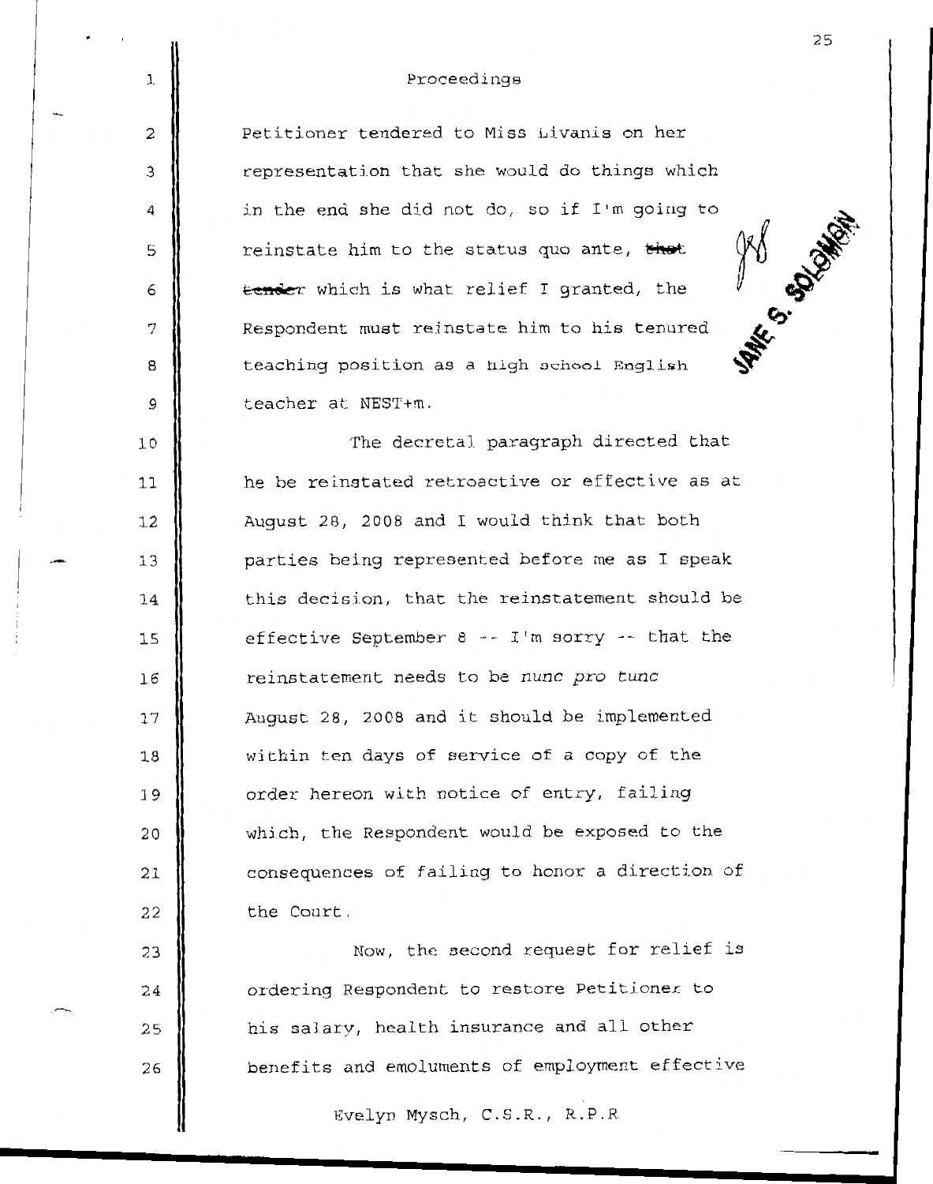Proceedings

Petitioner tendered to Miss Livanis on her representation that she would do things which in the end she did not do, so if I'm going to reinstate him to the status quo ante, ~~that tender~~ which is what relief I granted, the Respondent must reinstate him to his tenured teaching position as a high school English teacher at NEST+m.

The decretal paragraph directed that he be reinstated retroactive or effective as at August 28, 2008 and I would think that both parties being represented before me as I speak this decision, that the reinstatement should be effective September 8 -- I'm sorry -- that the reinstatement needs to be *nunc pro tunc* August 28, 2008 and it should be implemented within ten days of service of a copy of the order hereon with notice of entry, failing which, the Respondent would be exposed to the consequences of failing to honor a direction of the Court.

Now, the second request for relief is ordering Respondent to restore Petitioner to his salary, health insurance and all other benefits and emoluments of employment effective

JANE S. SOLOMON

Evelyn Mysch, C.S.R., R.P.R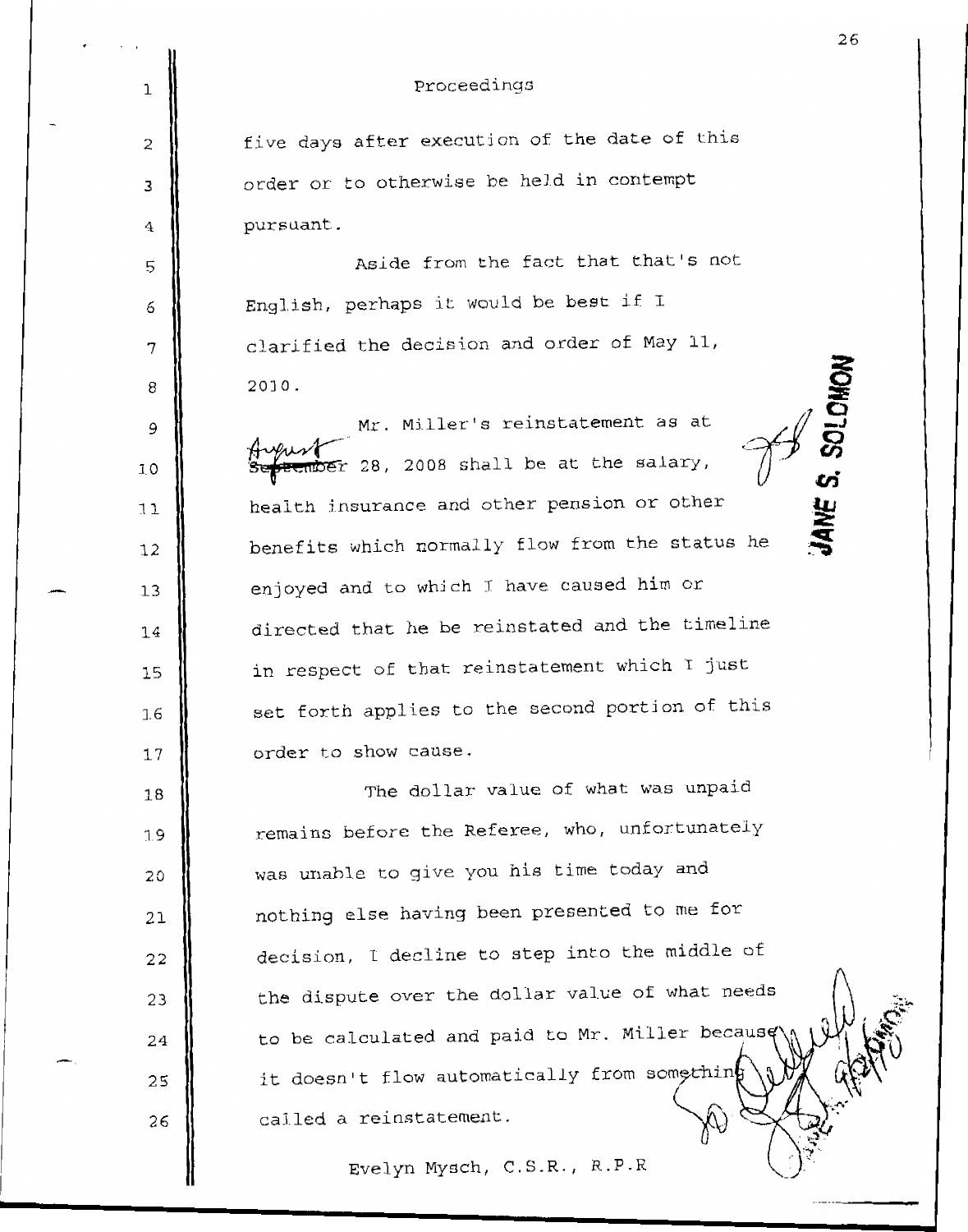Proceedings

five days after execution of the date of this order or to otherwise be held in contempt pursuant.

Aside from the fact that that's not English, perhaps it would be best if I clarified the decision and order of May 11, 2010.

Mr. Miller's reinstatement as at ~~September~~ August 28, 2008 shall be at the salary, health insurance and other pension or other benefits which normally flow from the status he enjoyed and to which I have caused him or directed that he be reinstated and the timeline in respect of that reinstatement which I just set forth applies to the second portion of this order to show cause.

The dollar value of what was unpaid remains before the Referee, who, unfortunately was unable to give you his time today and nothing else having been presented to me for decision, I decline to step into the middle of the dispute over the dollar value of what needs to be calculated and paid to Mr. Miller because it doesn't flow automatically from something called a reinstatement.

JANE S. SOLOMON

Evelyn Mysch, C.S.R., R.P.R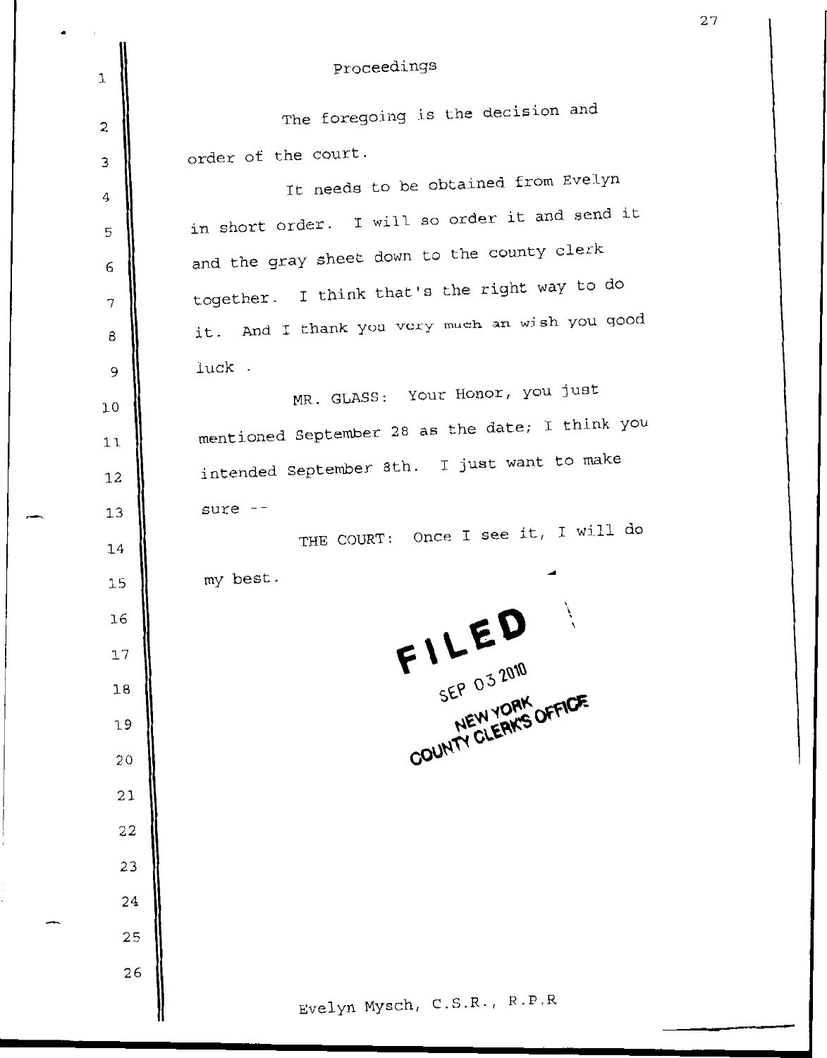Proceedings

The foregoing is the decision and order of the court.

It needs to be obtained from Evelyn in short order. I will so order it and send it and the gray sheet down to the county clerk together. I think that's the right way to do it. And I thank you very much an wish you good luck .

MR. GLASS: Your Honor, you just mentioned September 28 as the date; I think you intended September 8th. I just want to make sure --

THE COURT: Once I see it, I will do my best.

FILED
SEP 03 2010
NEW YORK
COUNTY CLERK'S OFFICE

Evelyn Mysch, C.S.R., R.P.R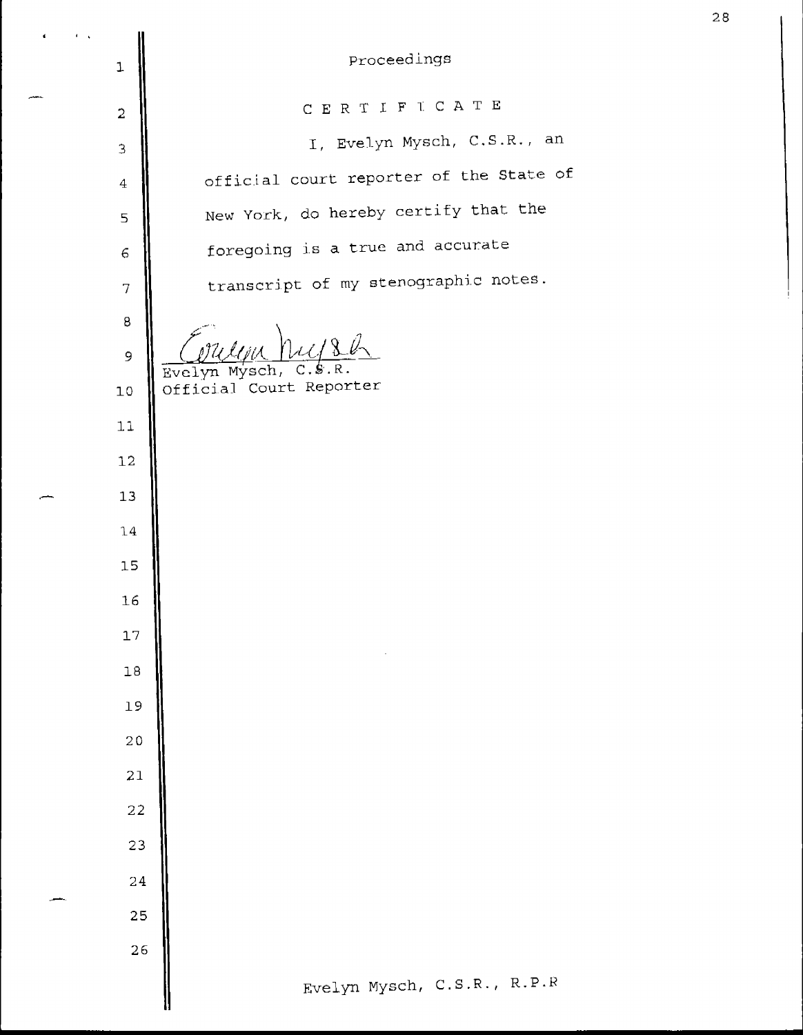Proceedings

CERTIFICATE

I, Evelyn Mysch, C.S.R., an official court reporter of the State of New York, do hereby certify that the foregoing is a true and accurate transcript of my stenographic notes.

Evelyn Mysch, C.S.R.
Official Court Reporter

Evelyn Mysch, C.S.R., R.P.R